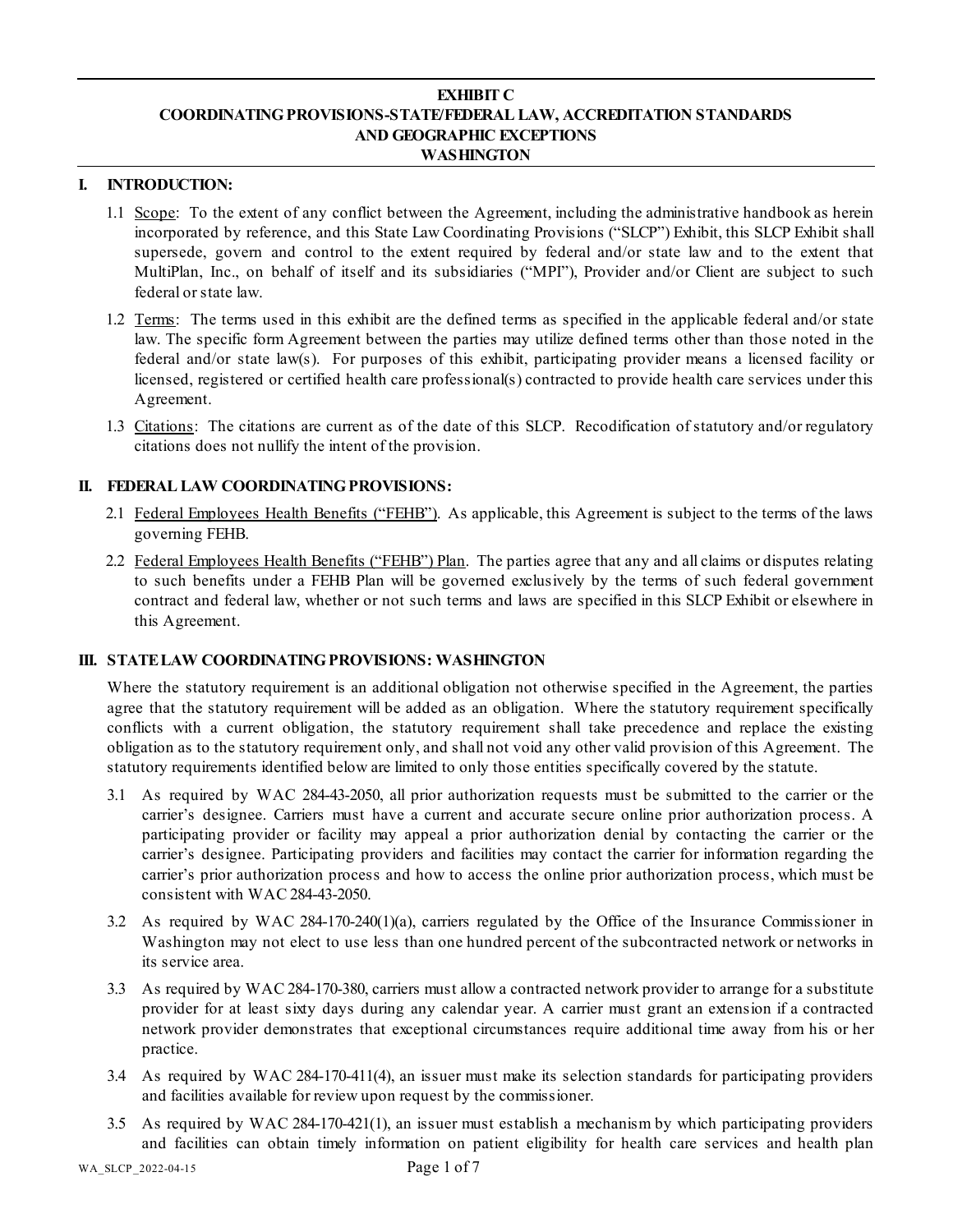# EXHIBIT C
## COORDINATING PROVISIONS-STATE/FEDERAL LAW, ACCREDITATION STANDARDS AND GEOGRAPHIC EXCEPTIONS
## WASHINGTON

### I. INTRODUCTION:

1.1 Scope: To the extent of any conflict between the Agreement, including the administrative handbook as herein incorporated by reference, and this State Law Coordinating Provisions ("SLCP") Exhibit, this SLCP Exhibit shall supersede, govern and control to the extent required by federal and/or state law and to the extent that MultiPlan, Inc., on behalf of itself and its subsidiaries ("MPI"), Provider and/or Client are subject to such federal or state law.

1.2 Terms: The terms used in this exhibit are the defined terms as specified in the applicable federal and/or state law. The specific form Agreement between the parties may utilize defined terms other than those noted in the federal and/or state law(s). For purposes of this exhibit, participating provider means a licensed facility or licensed, registered or certified health care professional(s) contracted to provide health care services under this Agreement.

1.3 Citations: The citations are current as of the date of this SLCP. Recodification of statutory and/or regulatory citations does not nullify the intent of the provision.

### II. FEDERAL LAW COORDINATING PROVISIONS:

2.1 Federal Employees Health Benefits ("FEHB"). As applicable, this Agreement is subject to the terms of the laws governing FEHB.

2.2 Federal Employees Health Benefits ("FEHB") Plan. The parties agree that any and all claims or disputes relating to such benefits under a FEHB Plan will be governed exclusively by the terms of such federal government contract and federal law, whether or not such terms and laws are specified in this SLCP Exhibit or elsewhere in this Agreement.

### III. STATE LAW COORDINATING PROVISIONS: WASHINGTON

Where the statutory requirement is an additional obligation not otherwise specified in the Agreement, the parties agree that the statutory requirement will be added as an obligation. Where the statutory requirement specifically conflicts with a current obligation, the statutory requirement shall take precedence and replace the existing obligation as to the statutory requirement only, and shall not void any other valid provision of this Agreement. The statutory requirements identified below are limited to only those entities specifically covered by the statute.

3.1 As required by WAC 284-43-2050, all prior authorization requests must be submitted to the carrier or the carrier's designee. Carriers must have a current and accurate secure online prior authorization process. A participating provider or facility may appeal a prior authorization denial by contacting the carrier or the carrier's designee. Participating providers and facilities may contact the carrier for information regarding the carrier's prior authorization process and how to access the online prior authorization process, which must be consistent with WAC 284-43-2050.

3.2 As required by WAC 284-170-240(1)(a), carriers regulated by the Office of the Insurance Commissioner in Washington may not elect to use less than one hundred percent of the subcontracted network or networks in its service area.

3.3 As required by WAC 284-170-380, carriers must allow a contracted network provider to arrange for a substitute provider for at least sixty days during any calendar year. A carrier must grant an extension if a contracted network provider demonstrates that exceptional circumstances require additional time away from his or her practice.

3.4 As required by WAC 284-170-411(4), an issuer must make its selection standards for participating providers and facilities available for review upon request by the commissioner.

3.5 As required by WAC 284-170-421(1), an issuer must establish a mechanism by which participating providers and facilities can obtain timely information on patient eligibility for health care services and health plan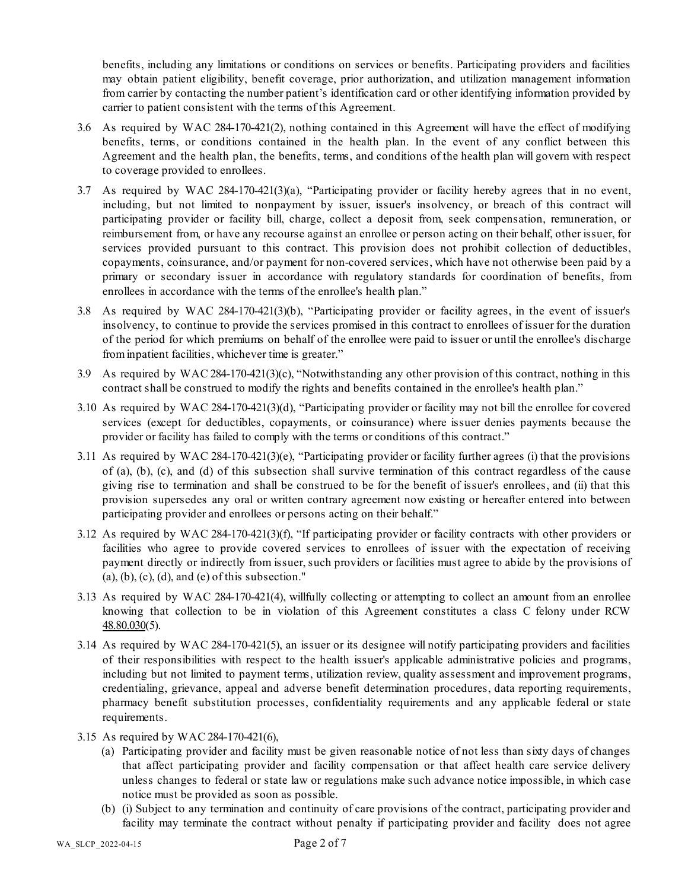benefits, including any limitations or conditions on services or benefits. Participating providers and facilities may obtain patient eligibility, benefit coverage, prior authorization, and utilization management information from carrier by contacting the number patient's identification card or other identifying information provided by carrier to patient consistent with the terms of this Agreement.

3.6 As required by WAC 284-170-421(2), nothing contained in this Agreement will have the effect of modifying benefits, terms, or conditions contained in the health plan. In the event of any conflict between this Agreement and the health plan, the benefits, terms, and conditions of the health plan will govern with respect to coverage provided to enrollees.

3.7 As required by WAC 284-170-421(3)(a), "Participating provider or facility hereby agrees that in no event, including, but not limited to nonpayment by issuer, issuer's insolvency, or breach of this contract will participating provider or facility bill, charge, collect a deposit from, seek compensation, remuneration, or reimbursement from, or have any recourse against an enrollee or person acting on their behalf, other issuer, for services provided pursuant to this contract. This provision does not prohibit collection of deductibles, copayments, coinsurance, and/or payment for non-covered services, which have not otherwise been paid by a primary or secondary issuer in accordance with regulatory standards for coordination of benefits, from enrollees in accordance with the terms of the enrollee's health plan."

3.8 As required by WAC 284-170-421(3)(b), "Participating provider or facility agrees, in the event of issuer's insolvency, to continue to provide the services promised in this contract to enrollees of issuer for the duration of the period for which premiums on behalf of the enrollee were paid to issuer or until the enrollee's discharge from inpatient facilities, whichever time is greater."

3.9 As required by WAC 284-170-421(3)(c), "Notwithstanding any other provision of this contract, nothing in this contract shall be construed to modify the rights and benefits contained in the enrollee's health plan."

3.10 As required by WAC 284-170-421(3)(d), "Participating provider or facility may not bill the enrollee for covered services (except for deductibles, copayments, or coinsurance) where issuer denies payments because the provider or facility has failed to comply with the terms or conditions of this contract."

3.11 As required by WAC 284-170-421(3)(e), "Participating provider or facility further agrees (i) that the provisions of (a), (b), (c), and (d) of this subsection shall survive termination of this contract regardless of the cause giving rise to termination and shall be construed to be for the benefit of issuer's enrollees, and (ii) that this provision supersedes any oral or written contrary agreement now existing or hereafter entered into between participating provider and enrollees or persons acting on their behalf."

3.12 As required by WAC 284-170-421(3)(f), "If participating provider or facility contracts with other providers or facilities who agree to provide covered services to enrollees of issuer with the expectation of receiving payment directly or indirectly from issuer, such providers or facilities must agree to abide by the provisions of (a), (b), (c), (d), and (e) of this subsection."

3.13 As required by WAC 284-170-421(4), willfully collecting or attempting to collect an amount from an enrollee knowing that collection to be in violation of this Agreement constitutes a class C felony under RCW 48.80.030(5).

3.14 As required by WAC 284-170-421(5), an issuer or its designee will notify participating providers and facilities of their responsibilities with respect to the health issuer's applicable administrative policies and programs, including but not limited to payment terms, utilization review, quality assessment and improvement programs, credentialing, grievance, appeal and adverse benefit determination procedures, data reporting requirements, pharmacy benefit substitution processes, confidentiality requirements and any applicable federal or state requirements.

3.15 As required by WAC 284-170-421(6),

(a) Participating provider and facility must be given reasonable notice of not less than sixty days of changes that affect participating provider and facility compensation or that affect health care service delivery unless changes to federal or state law or regulations make such advance notice impossible, in which case notice must be provided as soon as possible.

(b) (i) Subject to any termination and continuity of care provisions of the contract, participating provider and facility may terminate the contract without penalty if participating provider and facility does not agree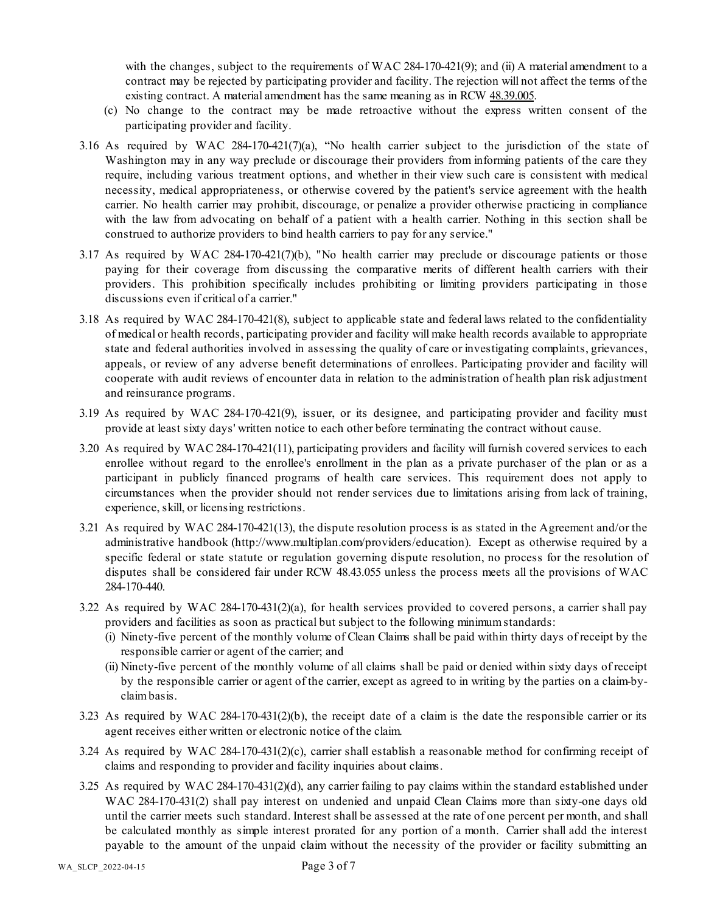with the changes, subject to the requirements of WAC 284-170-421(9); and (ii) A material amendment to a contract may be rejected by participating provider and facility. The rejection will not affect the terms of the existing contract. A material amendment has the same meaning as in RCW 48.39.005.

(c) No change to the contract may be made retroactive without the express written consent of the participating provider and facility.

3.16 As required by WAC 284-170-421(7)(a), "No health carrier subject to the jurisdiction of the state of Washington may in any way preclude or discourage their providers from informing patients of the care they require, including various treatment options, and whether in their view such care is consistent with medical necessity, medical appropriateness, or otherwise covered by the patient's service agreement with the health carrier. No health carrier may prohibit, discourage, or penalize a provider otherwise practicing in compliance with the law from advocating on behalf of a patient with a health carrier. Nothing in this section shall be construed to authorize providers to bind health carriers to pay for any service."

3.17 As required by WAC 284-170-421(7)(b), "No health carrier may preclude or discourage patients or those paying for their coverage from discussing the comparative merits of different health carriers with their providers. This prohibition specifically includes prohibiting or limiting providers participating in those discussions even if critical of a carrier."

3.18 As required by WAC 284-170-421(8), subject to applicable state and federal laws related to the confidentiality of medical or health records, participating provider and facility will make health records available to appropriate state and federal authorities involved in assessing the quality of care or investigating complaints, grievances, appeals, or review of any adverse benefit determinations of enrollees. Participating provider and facility will cooperate with audit reviews of encounter data in relation to the administration of health plan risk adjustment and reinsurance programs.

3.19 As required by WAC 284-170-421(9), issuer, or its designee, and participating provider and facility must provide at least sixty days' written notice to each other before terminating the contract without cause.

3.20 As required by WAC 284-170-421(11), participating providers and facility will furnish covered services to each enrollee without regard to the enrollee's enrollment in the plan as a private purchaser of the plan or as a participant in publicly financed programs of health care services. This requirement does not apply to circumstances when the provider should not render services due to limitations arising from lack of training, experience, skill, or licensing restrictions.

3.21 As required by WAC 284-170-421(13), the dispute resolution process is as stated in the Agreement and/or the administrative handbook (http://www.multiplan.com/providers/education). Except as otherwise required by a specific federal or state statute or regulation governing dispute resolution, no process for the resolution of disputes shall be considered fair under RCW 48.43.055 unless the process meets all the provisions of WAC 284-170-440.

3.22 As required by WAC 284-170-431(2)(a), for health services provided to covered persons, a carrier shall pay providers and facilities as soon as practical but subject to the following minimum standards:

(i) Ninety-five percent of the monthly volume of Clean Claims shall be paid within thirty days of receipt by the responsible carrier or agent of the carrier; and

(ii) Ninety-five percent of the monthly volume of all claims shall be paid or denied within sixty days of receipt by the responsible carrier or agent of the carrier, except as agreed to in writing by the parties on a claim-by-claim basis.

3.23 As required by WAC 284-170-431(2)(b), the receipt date of a claim is the date the responsible carrier or its agent receives either written or electronic notice of the claim.

3.24 As required by WAC 284-170-431(2)(c), carrier shall establish a reasonable method for confirming receipt of claims and responding to provider and facility inquiries about claims.

3.25 As required by WAC 284-170-431(2)(d), any carrier failing to pay claims within the standard established under WAC 284-170-431(2) shall pay interest on undenied and unpaid Clean Claims more than sixty-one days old until the carrier meets such standard. Interest shall be assessed at the rate of one percent per month, and shall be calculated monthly as simple interest prorated for any portion of a month. Carrier shall add the interest payable to the amount of the unpaid claim without the necessity of the provider or facility submitting an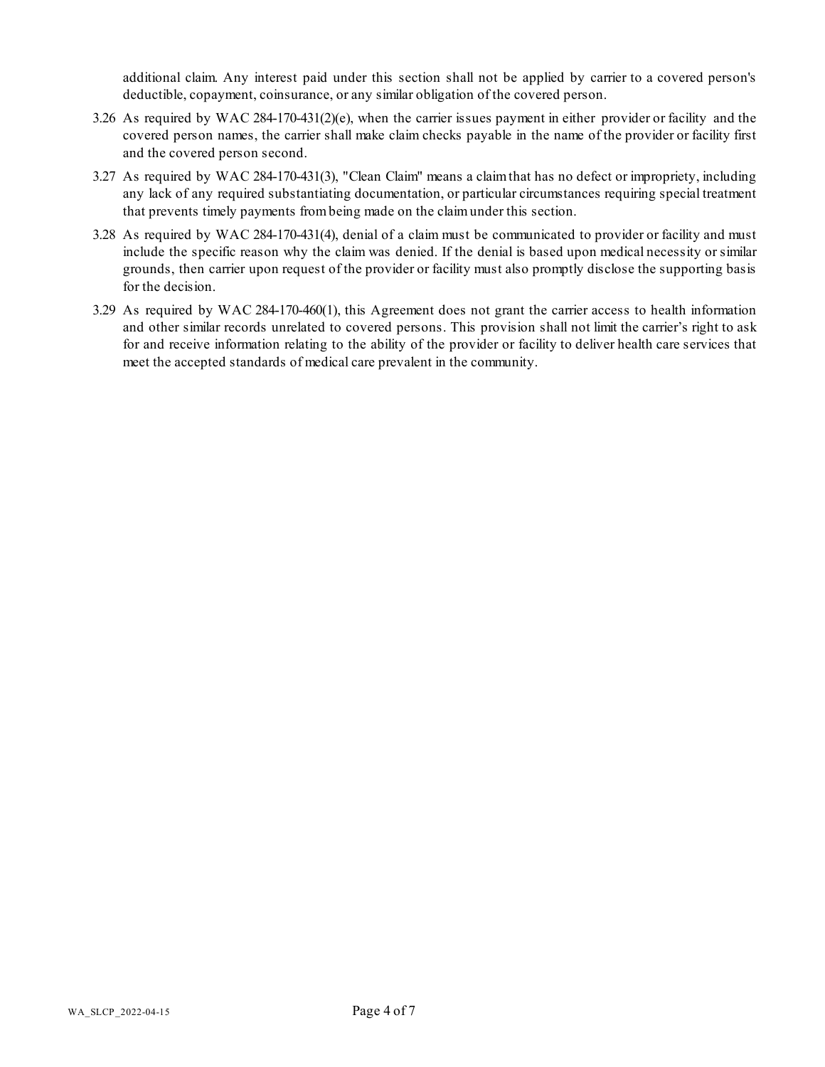additional claim. Any interest paid under this section shall not be applied by carrier to a covered person's deductible, copayment, coinsurance, or any similar obligation of the covered person.

3.26 As required by WAC 284-170-431(2)(e), when the carrier issues payment in either provider or facility and the covered person names, the carrier shall make claim checks payable in the name of the provider or facility first and the covered person second.

3.27 As required by WAC 284-170-431(3), "Clean Claim" means a claim that has no defect or impropriety, including any lack of any required substantiating documentation, or particular circumstances requiring special treatment that prevents timely payments from being made on the claim under this section.

3.28 As required by WAC 284-170-431(4), denial of a claim must be communicated to provider or facility and must include the specific reason why the claim was denied. If the denial is based upon medical necessity or similar grounds, then carrier upon request of the provider or facility must also promptly disclose the supporting basis for the decision.

3.29 As required by WAC 284-170-460(1), this Agreement does not grant the carrier access to health information and other similar records unrelated to covered persons. This provision shall not limit the carrier's right to ask for and receive information relating to the ability of the provider or facility to deliver health care services that meet the accepted standards of medical care prevalent in the community.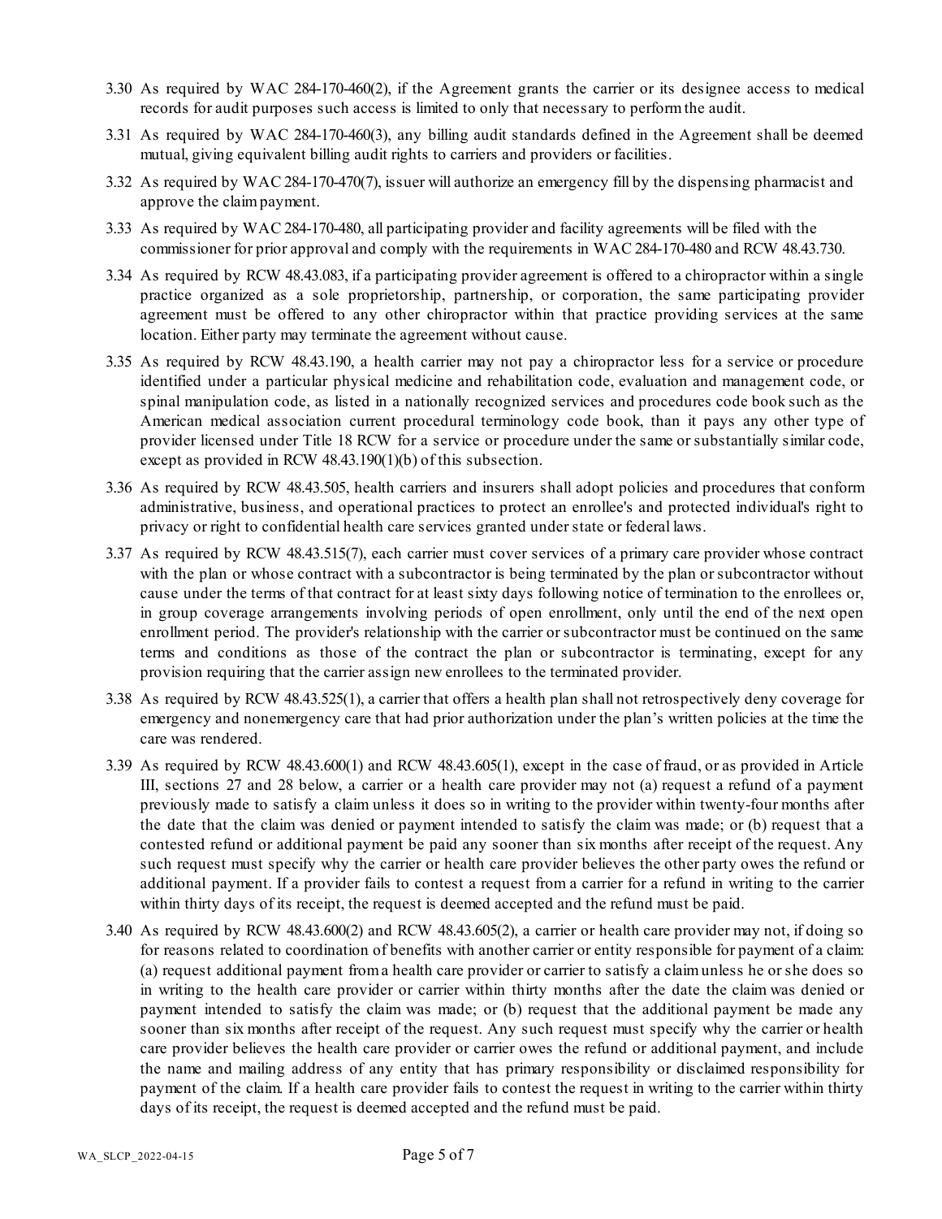3.30 As required by WAC 284-170-460(2), if the Agreement grants the carrier or its designee access to medical records for audit purposes such access is limited to only that necessary to perform the audit.

3.31 As required by WAC 284-170-460(3), any billing audit standards defined in the Agreement shall be deemed mutual, giving equivalent billing audit rights to carriers and providers or facilities.

3.32 As required by WAC 284-170-470(7), issuer will authorize an emergency fill by the dispensing pharmacist and approve the claim payment.

3.33 As required by WAC 284-170-480, all participating provider and facility agreements will be filed with the commissioner for prior approval and comply with the requirements in WAC 284-170-480 and RCW 48.43.730.

3.34 As required by RCW 48.43.083, if a participating provider agreement is offered to a chiropractor within a single practice organized as a sole proprietorship, partnership, or corporation, the same participating provider agreement must be offered to any other chiropractor within that practice providing services at the same location. Either party may terminate the agreement without cause.

3.35 As required by RCW 48.43.190, a health carrier may not pay a chiropractor less for a service or procedure identified under a particular physical medicine and rehabilitation code, evaluation and management code, or spinal manipulation code, as listed in a nationally recognized services and procedures code book such as the American medical association current procedural terminology code book, than it pays any other type of provider licensed under Title 18 RCW for a service or procedure under the same or substantially similar code, except as provided in RCW 48.43.190(1)(b) of this subsection.

3.36 As required by RCW 48.43.505, health carriers and insurers shall adopt policies and procedures that conform administrative, business, and operational practices to protect an enrollee's and protected individual's right to privacy or right to confidential health care services granted under state or federal laws.

3.37 As required by RCW 48.43.515(7), each carrier must cover services of a primary care provider whose contract with the plan or whose contract with a subcontractor is being terminated by the plan or subcontractor without cause under the terms of that contract for at least sixty days following notice of termination to the enrollees or, in group coverage arrangements involving periods of open enrollment, only until the end of the next open enrollment period. The provider's relationship with the carrier or subcontractor must be continued on the same terms and conditions as those of the contract the plan or subcontractor is terminating, except for any provision requiring that the carrier assign new enrollees to the terminated provider.

3.38 As required by RCW 48.43.525(1), a carrier that offers a health plan shall not retrospectively deny coverage for emergency and nonemergency care that had prior authorization under the plan's written policies at the time the care was rendered.

3.39 As required by RCW 48.43.600(1) and RCW 48.43.605(1), except in the case of fraud, or as provided in Article III, sections 27 and 28 below, a carrier or a health care provider may not (a) request a refund of a payment previously made to satisfy a claim unless it does so in writing to the provider within twenty-four months after the date that the claim was denied or payment intended to satisfy the claim was made; or (b) request that a contested refund or additional payment be paid any sooner than six months after receipt of the request. Any such request must specify why the carrier or health care provider believes the other party owes the refund or additional payment. If a provider fails to contest a request from a carrier for a refund in writing to the carrier within thirty days of its receipt, the request is deemed accepted and the refund must be paid.

3.40 As required by RCW 48.43.600(2) and RCW 48.43.605(2), a carrier or health care provider may not, if doing so for reasons related to coordination of benefits with another carrier or entity responsible for payment of a claim: (a) request additional payment from a health care provider or carrier to satisfy a claim unless he or she does so in writing to the health care provider or carrier within thirty months after the date the claim was denied or payment intended to satisfy the claim was made; or (b) request that the additional payment be made any sooner than six months after receipt of the request. Any such request must specify why the carrier or health care provider believes the health care provider or carrier owes the refund or additional payment, and include the name and mailing address of any entity that has primary responsibility or disclaimed responsibility for payment of the claim. If a health care provider fails to contest the request in writing to the carrier within thirty days of its receipt, the request is deemed accepted and the refund must be paid.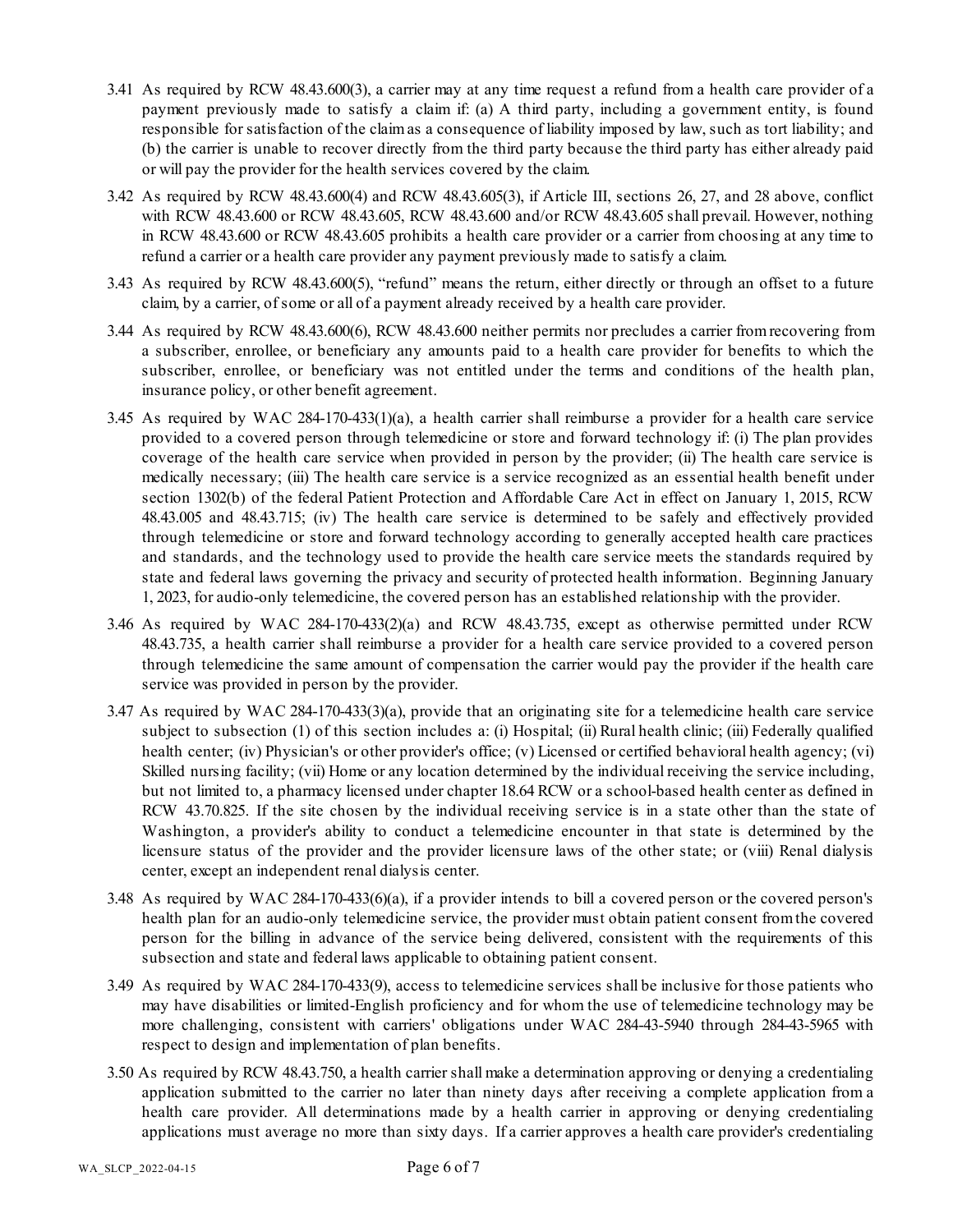3.41 As required by RCW 48.43.600(3), a carrier may at any time request a refund from a health care provider of a payment previously made to satisfy a claim if: (a) A third party, including a government entity, is found responsible for satisfaction of the claim as a consequence of liability imposed by law, such as tort liability; and (b) the carrier is unable to recover directly from the third party because the third party has either already paid or will pay the provider for the health services covered by the claim.

3.42 As required by RCW 48.43.600(4) and RCW 48.43.605(3), if Article III, sections 26, 27, and 28 above, conflict with RCW 48.43.600 or RCW 48.43.605, RCW 48.43.600 and/or RCW 48.43.605 shall prevail. However, nothing in RCW 48.43.600 or RCW 48.43.605 prohibits a health care provider or a carrier from choosing at any time to refund a carrier or a health care provider any payment previously made to satisfy a claim.

3.43 As required by RCW 48.43.600(5), "refund" means the return, either directly or through an offset to a future claim, by a carrier, of some or all of a payment already received by a health care provider.

3.44 As required by RCW 48.43.600(6), RCW 48.43.600 neither permits nor precludes a carrier from recovering from a subscriber, enrollee, or beneficiary any amounts paid to a health care provider for benefits to which the subscriber, enrollee, or beneficiary was not entitled under the terms and conditions of the health plan, insurance policy, or other benefit agreement.

3.45 As required by WAC 284-170-433(1)(a), a health carrier shall reimburse a provider for a health care service provided to a covered person through telemedicine or store and forward technology if: (i) The plan provides coverage of the health care service when provided in person by the provider; (ii) The health care service is medically necessary; (iii) The health care service is a service recognized as an essential health benefit under section 1302(b) of the federal Patient Protection and Affordable Care Act in effect on January 1, 2015, RCW 48.43.005 and 48.43.715; (iv) The health care service is determined to be safely and effectively provided through telemedicine or store and forward technology according to generally accepted health care practices and standards, and the technology used to provide the health care service meets the standards required by state and federal laws governing the privacy and security of protected health information. Beginning January 1, 2023, for audio-only telemedicine, the covered person has an established relationship with the provider.

3.46 As required by WAC 284-170-433(2)(a) and RCW 48.43.735, except as otherwise permitted under RCW 48.43.735, a health carrier shall reimburse a provider for a health care service provided to a covered person through telemedicine the same amount of compensation the carrier would pay the provider if the health care service was provided in person by the provider.

3.47 As required by WAC 284-170-433(3)(a), provide that an originating site for a telemedicine health care service subject to subsection (1) of this section includes a: (i) Hospital; (ii) Rural health clinic; (iii) Federally qualified health center; (iv) Physician's or other provider's office; (v) Licensed or certified behavioral health agency; (vi) Skilled nursing facility; (vii) Home or any location determined by the individual receiving the service including, but not limited to, a pharmacy licensed under chapter 18.64 RCW or a school-based health center as defined in RCW 43.70.825. If the site chosen by the individual receiving service is in a state other than the state of Washington, a provider's ability to conduct a telemedicine encounter in that state is determined by the licensure status of the provider and the provider licensure laws of the other state; or (viii) Renal dialysis center, except an independent renal dialysis center.

3.48 As required by WAC 284-170-433(6)(a), if a provider intends to bill a covered person or the covered person's health plan for an audio-only telemedicine service, the provider must obtain patient consent from the covered person for the billing in advance of the service being delivered, consistent with the requirements of this subsection and state and federal laws applicable to obtaining patient consent.

3.49 As required by WAC 284-170-433(9), access to telemedicine services shall be inclusive for those patients who may have disabilities or limited-English proficiency and for whom the use of telemedicine technology may be more challenging, consistent with carriers' obligations under WAC 284-43-5940 through 284-43-5965 with respect to design and implementation of plan benefits.

3.50 As required by RCW 48.43.750, a health carrier shall make a determination approving or denying a credentialing application submitted to the carrier no later than ninety days after receiving a complete application from a health care provider. All determinations made by a health carrier in approving or denying credentialing applications must average no more than sixty days. If a carrier approves a health care provider's credentialing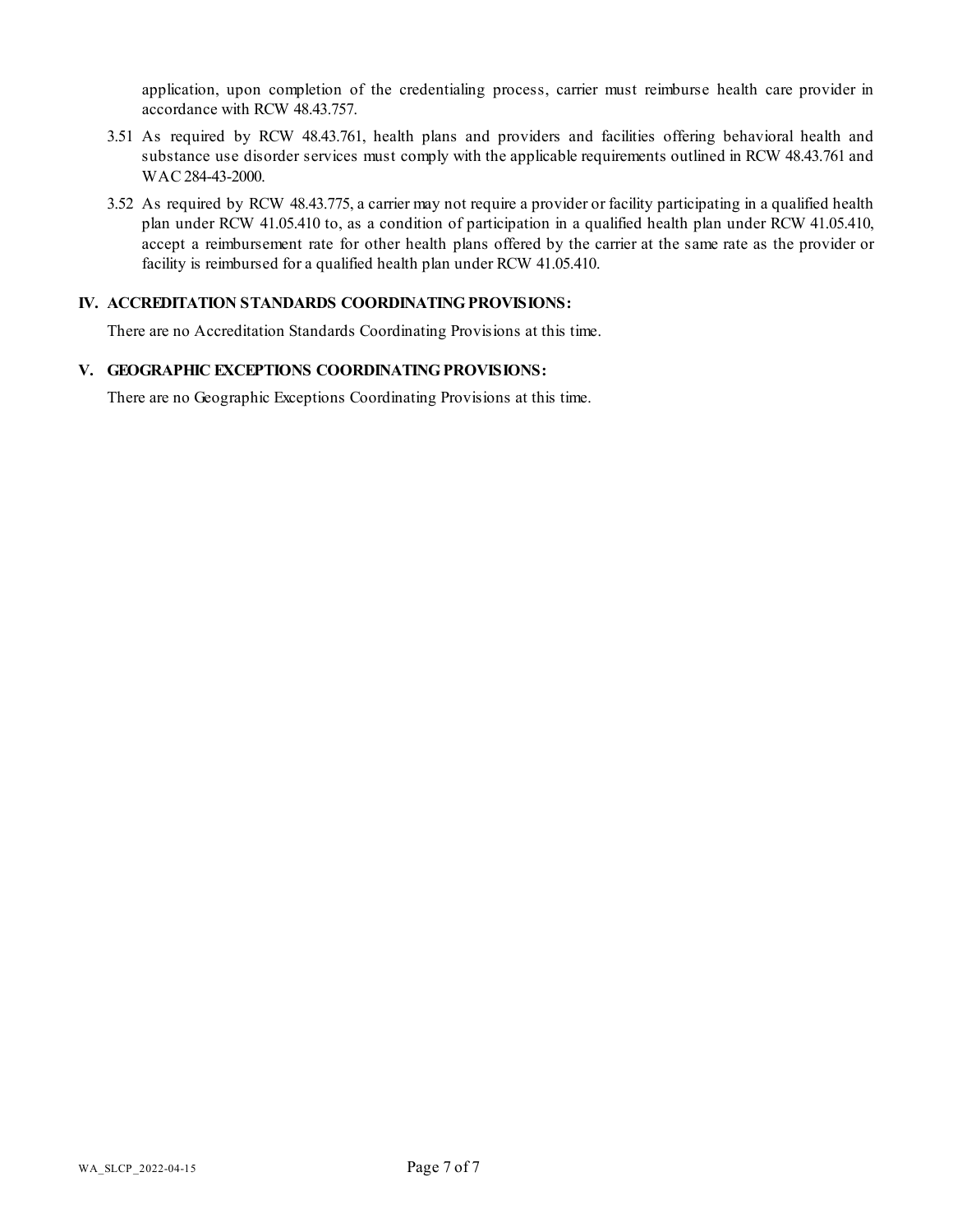application, upon completion of the credentialing process, carrier must reimburse health care provider in accordance with RCW 48.43.757.

3.51 As required by RCW 48.43.761, health plans and providers and facilities offering behavioral health and substance use disorder services must comply with the applicable requirements outlined in RCW 48.43.761 and WAC 284-43-2000.

3.52 As required by RCW 48.43.775, a carrier may not require a provider or facility participating in a qualified health plan under RCW 41.05.410 to, as a condition of participation in a qualified health plan under RCW 41.05.410, accept a reimbursement rate for other health plans offered by the carrier at the same rate as the provider or facility is reimbursed for a qualified health plan under RCW 41.05.410.

## IV. ACCREDITATION STANDARDS COORDINATING PROVISIONS:

There are no Accreditation Standards Coordinating Provisions at this time.

## V. GEOGRAPHIC EXCEPTIONS COORDINATING PROVISIONS:

There are no Geographic Exceptions Coordinating Provisions at this time.